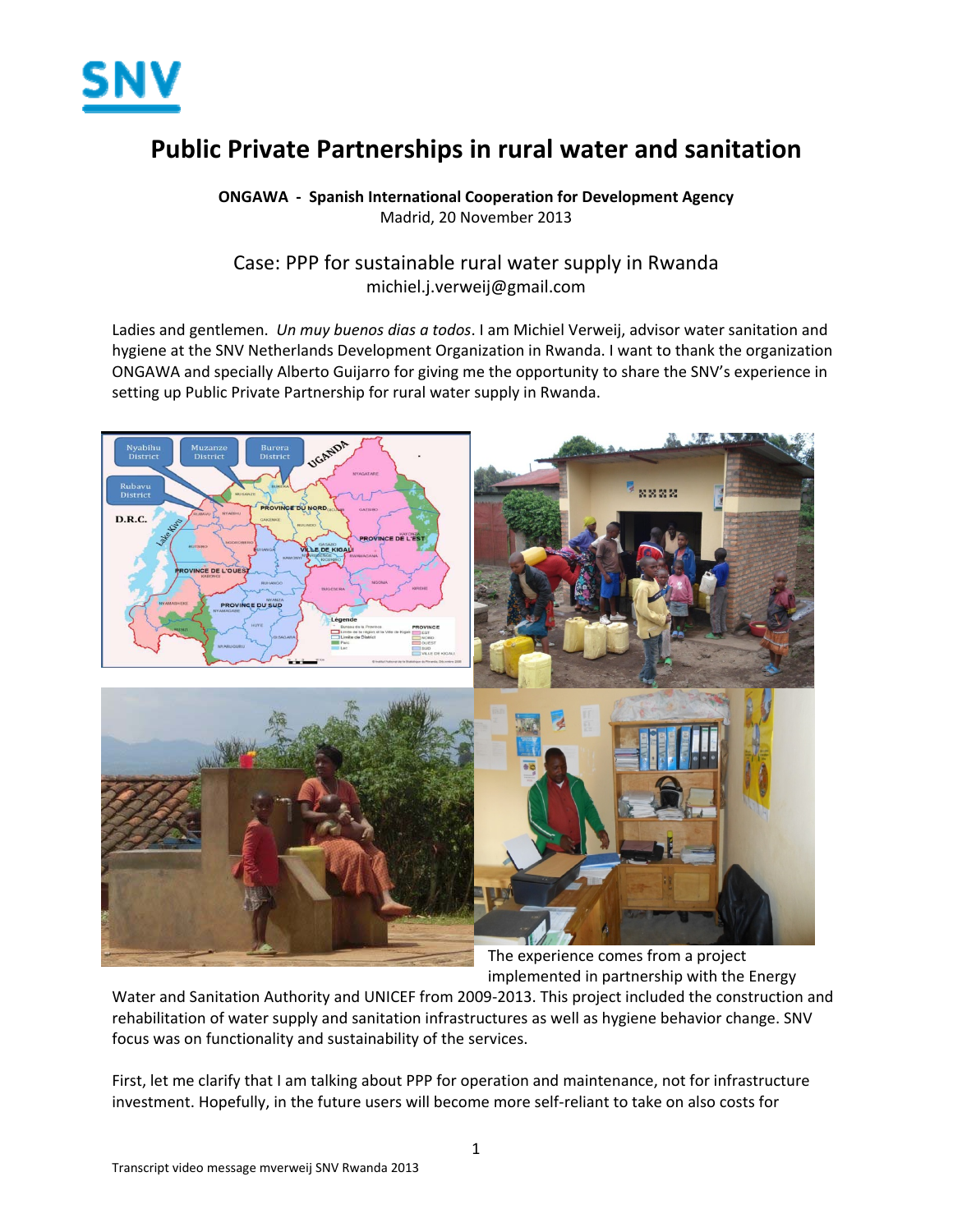# Public Private Partnerships in rural water and sanitation

**ONGAWA - Spanish International Cooperation for Development Agency**
Madrid, 20 November 2013

## Case: PPP for sustainable rural water supply in Rwanda

michiel.j.verweij@gmail.com

Ladies and gentlemen. *Un muy buenos dias a todos*. I am Michiel Verweij, advisor water sanitation and hygiene at the SNV Netherlands Development Organization in Rwanda. I want to thank the organization ONGAWA and specially Alberto Guijarro for giving me the opportunity to share the SNV's experience in setting up Public Private Partnership for rural water supply in Rwanda.

The experience comes from a project implemented in partnership with the Energy Water and Sanitation Authority and UNICEF from 2009-2013. This project included the construction and rehabilitation of water supply and sanitation infrastructures as well as hygiene behavior change. SNV focus was on functionality and sustainability of the services.

First, let me clarify that I am talking about PPP for operation and maintenance, not for infrastructure investment. Hopefully, in the future users will become more self-reliant to take on also costs for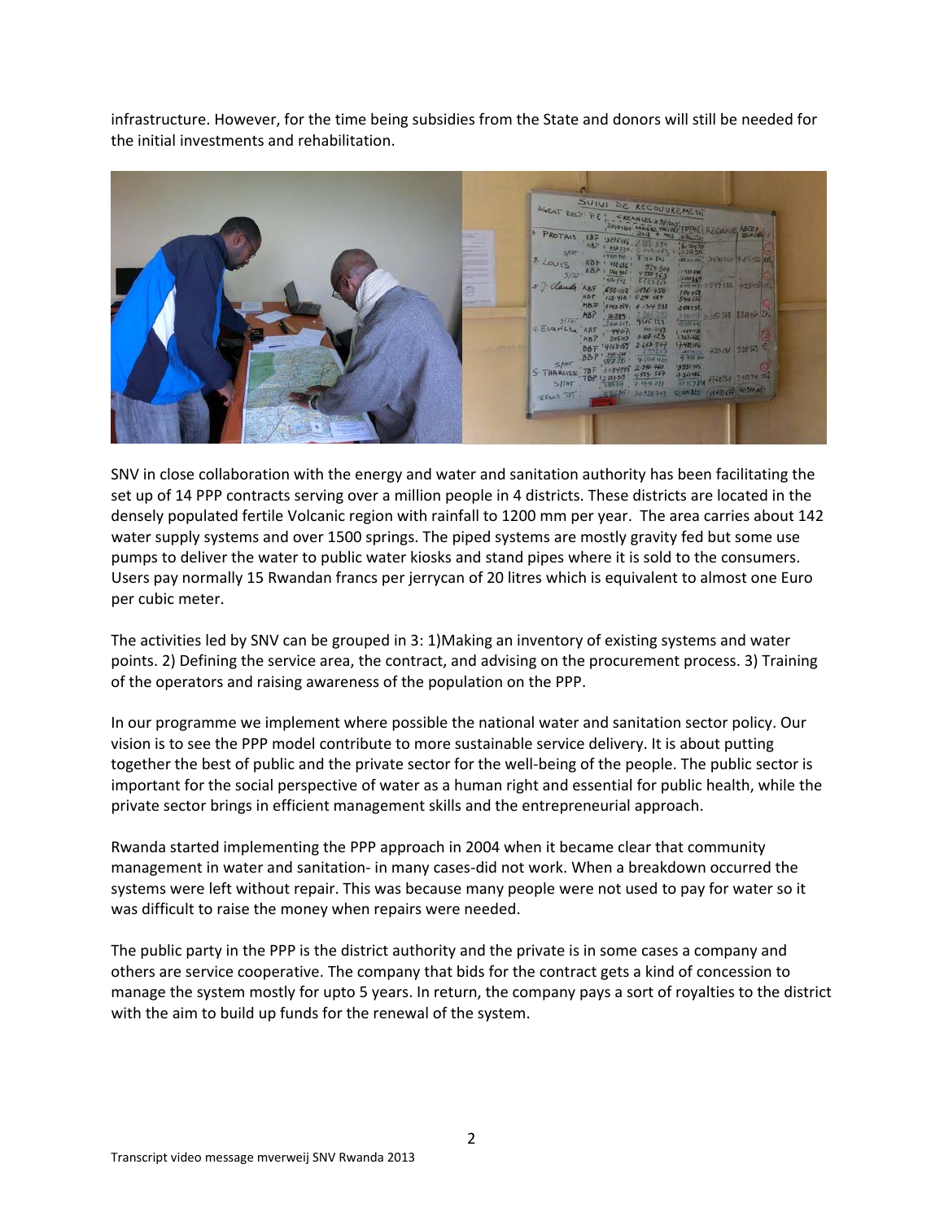infrastructure. However, for the time being subsidies from the State and donors will still be needed for the initial investments and rehabilitation.

SNV in close collaboration with the energy and water and sanitation authority has been facilitating the set up of 14 PPP contracts serving over a million people in 4 districts. These districts are located in the densely populated fertile Volcanic region with rainfall to 1200 mm per year. The area carries about 142 water supply systems and over 1500 springs. The piped systems are mostly gravity fed but some use pumps to deliver the water to public water kiosks and stand pipes where it is sold to the consumers. Users pay normally 15 Rwandan francs per jerrycan of 20 litres which is equivalent to almost one Euro per cubic meter.

The activities led by SNV can be grouped in 3: 1)Making an inventory of existing systems and water points. 2) Defining the service area, the contract, and advising on the procurement process. 3) Training of the operators and raising awareness of the population on the PPP.

In our programme we implement where possible the national water and sanitation sector policy. Our vision is to see the PPP model contribute to more sustainable service delivery. It is about putting together the best of public and the private sector for the well-being of the people. The public sector is important for the social perspective of water as a human right and essential for public health, while the private sector brings in efficient management skills and the entrepreneurial approach.

Rwanda started implementing the PPP approach in 2004 when it became clear that community management in water and sanitation- in many cases-did not work. When a breakdown occurred the systems were left without repair. This was because many people were not used to pay for water so it was difficult to raise the money when repairs were needed.

The public party in the PPP is the district authority and the private is in some cases a company and others are service cooperative. The company that bids for the contract gets a kind of concession to manage the system mostly for upto 5 years. In return, the company pays a sort of royalties to the district with the aim to build up funds for the renewal of the system.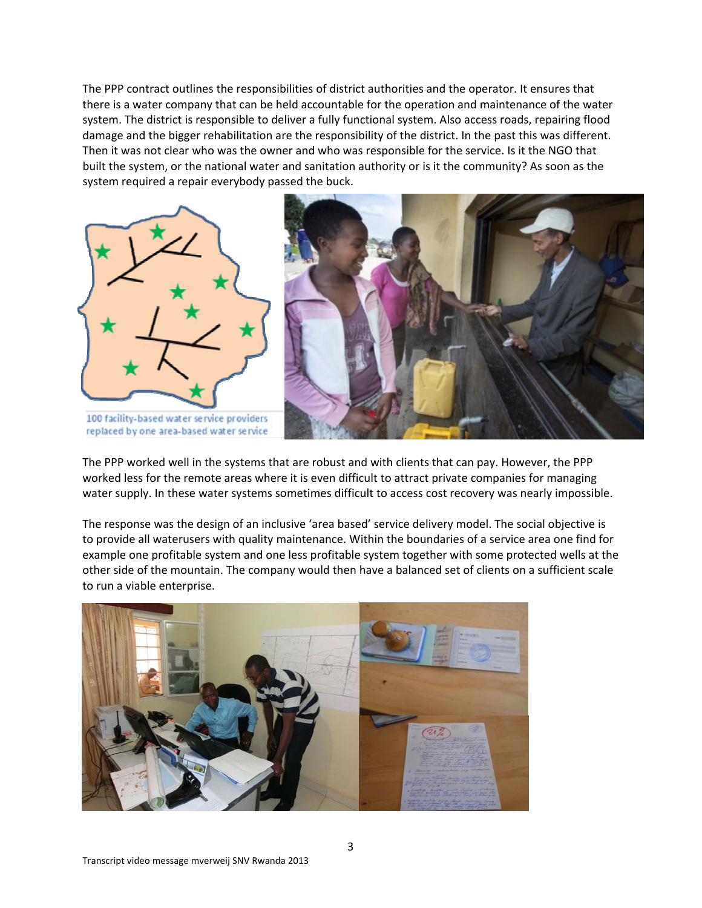The PPP contract outlines the responsibilities of district authorities and the operator. It ensures that there is a water company that can be held accountable for the operation and maintenance of the water system. The district is responsible to deliver a fully functional system. Also access roads, repairing flood damage and the bigger rehabilitation are the responsibility of the district. In the past this was different. Then it was not clear who was the owner and who was responsible for the service. Is it the NGO that built the system, or the national water and sanitation authority or is it the community? As soon as the system required a repair everybody passed the buck.

100 facility-based water service providers replaced by one area-based water service

The PPP worked well in the systems that are robust and with clients that can pay. However, the PPP worked less for the remote areas where it is even difficult to attract private companies for managing water supply. In these water systems sometimes difficult to access cost recovery was nearly impossible.

The response was the design of an inclusive 'area based' service delivery model. The social objective is to provide all waterusers with quality maintenance. Within the boundaries of a service area one find for example one profitable system and one less profitable system together with some protected wells at the other side of the mountain. The company would then have a balanced set of clients on a sufficient scale to run a viable enterprise.

Transcript video message mverweij SNV Rwanda 2013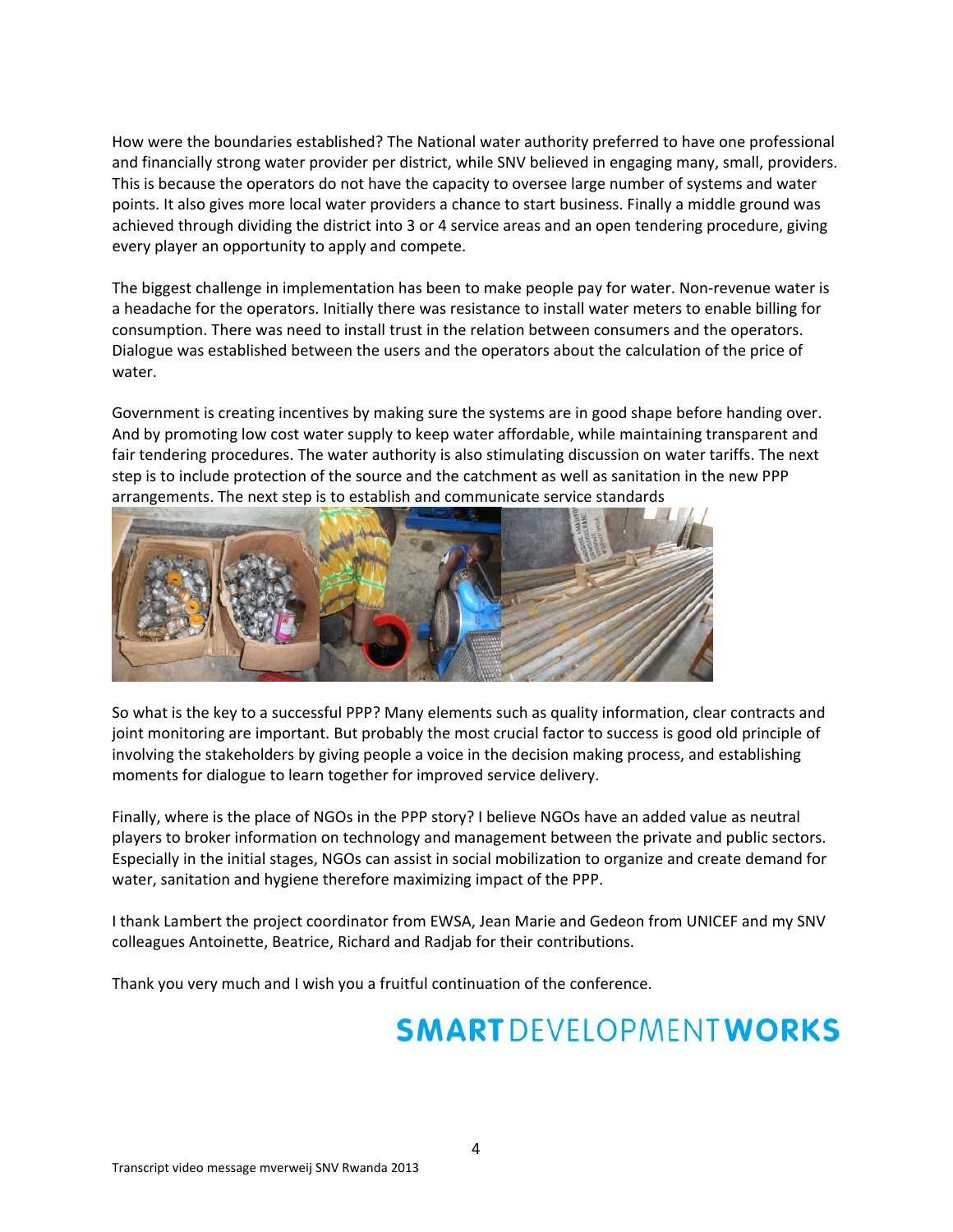How were the boundaries established? The National water authority preferred to have one professional and financially strong water provider per district, while SNV believed in engaging many, small, providers. This is because the operators do not have the capacity to oversee large number of systems and water points. It also gives more local water providers a chance to start business. Finally a middle ground was achieved through dividing the district into 3 or 4 service areas and an open tendering procedure, giving every player an opportunity to apply and compete.

The biggest challenge in implementation has been to make people pay for water. Non-revenue water is a headache for the operators. Initially there was resistance to install water meters to enable billing for consumption. There was need to install trust in the relation between consumers and the operators. Dialogue was established between the users and the operators about the calculation of the price of water.

Government is creating incentives by making sure the systems are in good shape before handing over. And by promoting low cost water supply to keep water affordable, while maintaining transparent and fair tendering procedures. The water authority is also stimulating discussion on water tariffs. The next step is to include protection of the source and the catchment as well as sanitation in the new PPP arrangements. The next step is to establish and communicate service standards

So what is the key to a successful PPP? Many elements such as quality information, clear contracts and joint monitoring are important. But probably the most crucial factor to success is good old principle of involving the stakeholders by giving people a voice in the decision making process, and establishing moments for dialogue to learn together for improved service delivery.

Finally, where is the place of NGOs in the PPP story? I believe NGOs have an added value as neutral players to broker information on technology and management between the private and public sectors. Especially in the initial stages, NGOs can assist in social mobilization to organize and create demand for water, sanitation and hygiene therefore maximizing impact of the PPP.

I thank Lambert the project coordinator from EWSA, Jean Marie and Gedeon from UNICEF and my SNV colleagues Antoinette, Beatrice, Richard and Radjab for their contributions.

Thank you very much and I wish you a fruitful continuation of the conference.

**SMART** DEVELOPMENT **WORKS**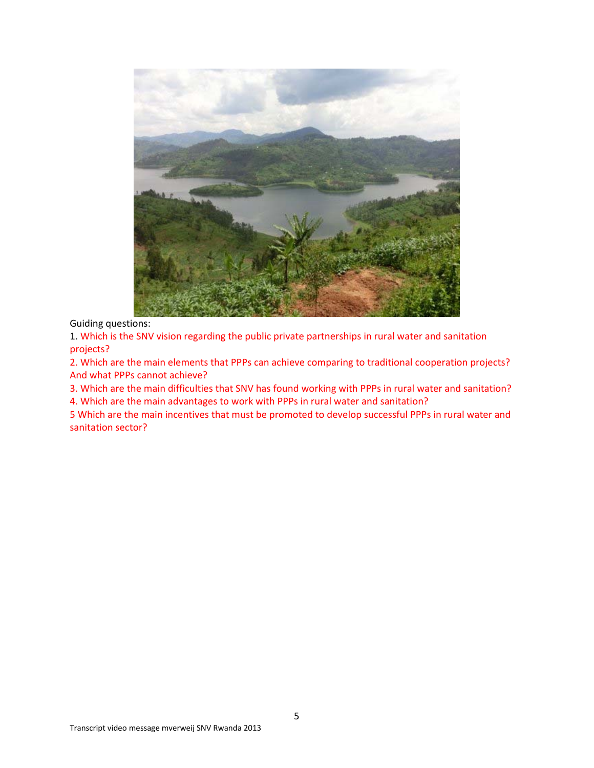Guiding questions:

1. Which is the SNV vision regarding the public private partnerships in rural water and sanitation projects?
2. Which are the main elements that PPPs can achieve comparing to traditional cooperation projects? And what PPPs cannot achieve?
3. Which are the main difficulties that SNV has found working with PPPs in rural water and sanitation?
4. Which are the main advantages to work with PPPs in rural water and sanitation?
5 Which are the main incentives that must be promoted to develop successful PPPs in rural water and sanitation sector?